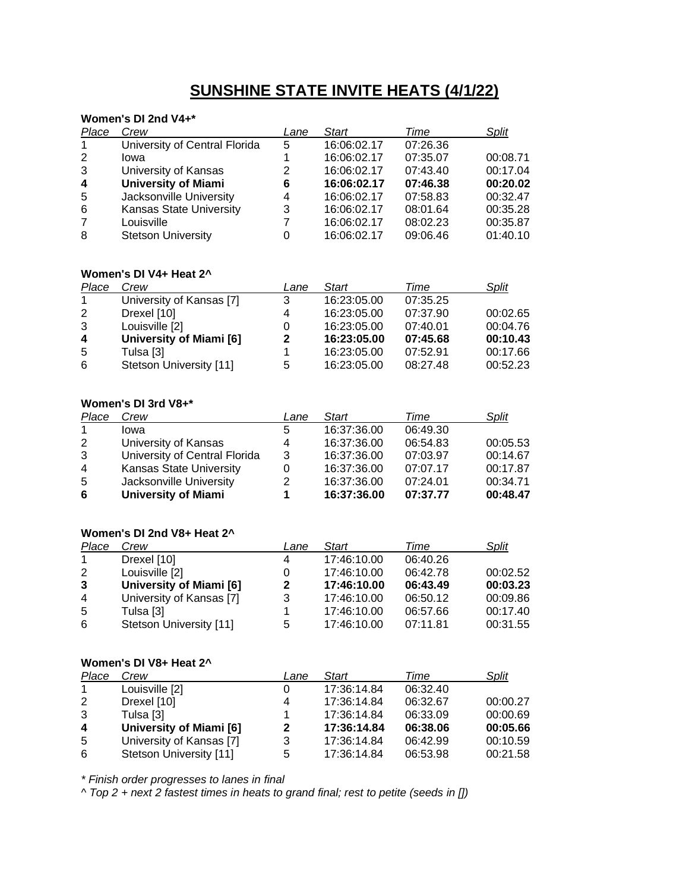# SUNSHINE STATE INVITE HEATS (4/1/22)

**Women's DI 2nd V4+***

| Place | Crew | Lane | Start | Time | Split |
|---|---|---|---|---|---|
| 1 | University of Central Florida | 5 | 16:06:02.17 | 07:26.36 | |
| 2 | Iowa | 1 | 16:06:02.17 | 07:35.07 | 00:08.71 |
| 3 | University of Kansas | 2 | 16:06:02.17 | 07:43.40 | 00:17.04 |
| **4** | **University of Miami** | **6** | **16:06:02.17** | **07:46.38** | **00:20.02** |
| 5 | Jacksonville University | 4 | 16:06:02.17 | 07:58.83 | 00:32.47 |
| 6 | Kansas State University | 3 | 16:06:02.17 | 08:01.64 | 00:35.28 |
| 7 | Louisville | 7 | 16:06:02.17 | 08:02.23 | 00:35.87 |
| 8 | Stetson University | 0 | 16:06:02.17 | 09:06.46 | 01:40.10 |

**Women's DI V4+ Heat 2^**

| Place | Crew | Lane | Start | Time | Split |
|---|---|---|---|---|---|
| 1 | University of Kansas [7] | 3 | 16:23:05.00 | 07:35.25 | |
| 2 | Drexel [10] | 4 | 16:23:05.00 | 07:37.90 | 00:02.65 |
| 3 | Louisville [2] | 0 | 16:23:05.00 | 07:40.01 | 00:04.76 |
| **4** | **University of Miami [6]** | **2** | **16:23:05.00** | **07:45.68** | **00:10.43** |
| 5 | Tulsa [3] | 1 | 16:23:05.00 | 07:52.91 | 00:17.66 |
| 6 | Stetson University [11] | 5 | 16:23:05.00 | 08:27.48 | 00:52.23 |

**Women's DI 3rd V8+***

| Place | Crew | Lane | Start | Time | Split |
|---|---|---|---|---|---|
| 1 | Iowa | 5 | 16:37:36.00 | 06:49.30 | |
| 2 | University of Kansas | 4 | 16:37:36.00 | 06:54.83 | 00:05.53 |
| 3 | University of Central Florida | 3 | 16:37:36.00 | 07:03.97 | 00:14.67 |
| 4 | Kansas State University | 0 | 16:37:36.00 | 07:07.17 | 00:17.87 |
| 5 | Jacksonville University | 2 | 16:37:36.00 | 07:24.01 | 00:34.71 |
| **6** | **University of Miami** | **1** | **16:37:36.00** | **07:37.77** | **00:48.47** |

**Women's DI 2nd V8+ Heat 2^**

| Place | Crew | Lane | Start | Time | Split |
|---|---|---|---|---|---|
| 1 | Drexel [10] | 4 | 17:46:10.00 | 06:40.26 | |
| 2 | Louisville [2] | 0 | 17:46:10.00 | 06:42.78 | 00:02.52 |
| **3** | **University of Miami [6]** | **2** | **17:46:10.00** | **06:43.49** | **00:03.23** |
| 4 | University of Kansas [7] | 3 | 17:46:10.00 | 06:50.12 | 00:09.86 |
| 5 | Tulsa [3] | 1 | 17:46:10.00 | 06:57.66 | 00:17.40 |
| 6 | Stetson University [11] | 5 | 17:46:10.00 | 07:11.81 | 00:31.55 |

**Women's DI V8+ Heat 2^**

| Place | Crew | Lane | Start | Time | Split |
|---|---|---|---|---|---|
| 1 | Louisville [2] | 0 | 17:36:14.84 | 06:32.40 | |
| 2 | Drexel [10] | 4 | 17:36:14.84 | 06:32.67 | 00:00.27 |
| 3 | Tulsa [3] | 1 | 17:36:14.84 | 06:33.09 | 00:00.69 |
| **4** | **University of Miami [6]** | **2** | **17:36:14.84** | **06:38.06** | **00:05.66** |
| 5 | University of Kansas [7] | 3 | 17:36:14.84 | 06:42.99 | 00:10.59 |
| 6 | Stetson University [11] | 5 | 17:36:14.84 | 06:53.98 | 00:21.58 |

*\* Finish order progresses to lanes in final*

*^ Top 2 + next 2 fastest times in heats to grand final; rest to petite (seeds in [])*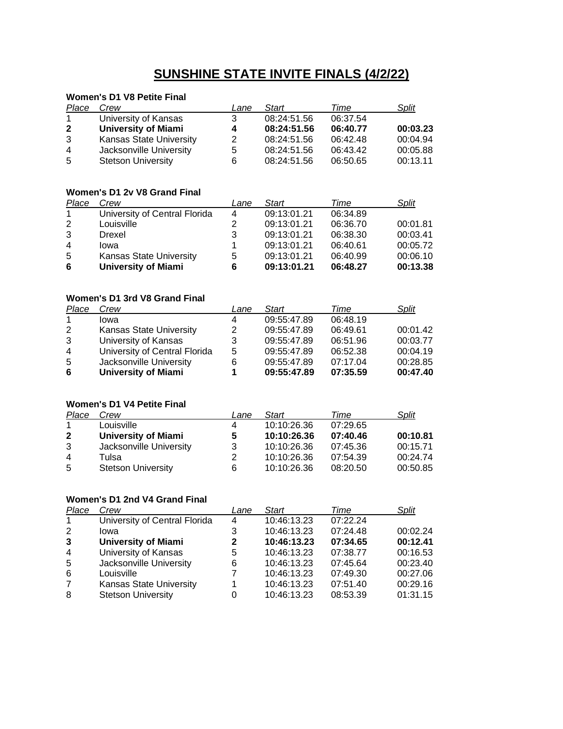# SUNSHINE STATE INVITE FINALS (4/2/22)

### Women's D1 V8 Petite Final

| *Place* | *Crew* | *Lane* | *Start* | *Time* | *Split* |
|---|---|---|---|---|---|
| 1 | University of Kansas | 3 | 08:24:51.56 | 06:37.54 | |
| **2** | **University of Miami** | **4** | **08:24:51.56** | **06:40.77** | **00:03.23** |
| 3 | Kansas State University | 2 | 08:24:51.56 | 06:42.48 | 00:04.94 |
| 4 | Jacksonville University | 5 | 08:24:51.56 | 06:43.42 | 00:05.88 |
| 5 | Stetson University | 6 | 08:24:51.56 | 06:50.65 | 00:13.11 |

### Women's D1 2v V8 Grand Final

| *Place* | *Crew* | *Lane* | *Start* | *Time* | *Split* |
|---|---|---|---|---|---|
| 1 | University of Central Florida | 4 | 09:13:01.21 | 06:34.89 | |
| 2 | Louisville | 2 | 09:13:01.21 | 06:36.70 | 00:01.81 |
| 3 | Drexel | 3 | 09:13:01.21 | 06:38.30 | 00:03.41 |
| 4 | Iowa | 1 | 09:13:01.21 | 06:40.61 | 00:05.72 |
| 5 | Kansas State University | 5 | 09:13:01.21 | 06:40.99 | 00:06.10 |
| **6** | **University of Miami** | **6** | **09:13:01.21** | **06:48.27** | **00:13.38** |

### Women's D1 3rd V8 Grand Final

| *Place* | *Crew* | *Lane* | *Start* | *Time* | *Split* |
|---|---|---|---|---|---|
| 1 | Iowa | 4 | 09:55:47.89 | 06:48.19 | |
| 2 | Kansas State University | 2 | 09:55:47.89 | 06:49.61 | 00:01.42 |
| 3 | University of Kansas | 3 | 09:55:47.89 | 06:51.96 | 00:03.77 |
| 4 | University of Central Florida | 5 | 09:55:47.89 | 06:52.38 | 00:04.19 |
| 5 | Jacksonville University | 6 | 09:55:47.89 | 07:17.04 | 00:28.85 |
| **6** | **University of Miami** | **1** | **09:55:47.89** | **07:35.59** | **00:47.40** |

### Women's D1 V4 Petite Final

| *Place* | *Crew* | *Lane* | *Start* | *Time* | *Split* |
|---|---|---|---|---|---|
| 1 | Louisville | 4 | 10:10:26.36 | 07:29.65 | |
| **2** | **University of Miami** | **5** | **10:10:26.36** | **07:40.46** | **00:10.81** |
| 3 | Jacksonville University | 3 | 10:10:26.36 | 07:45.36 | 00:15.71 |
| 4 | Tulsa | 2 | 10:10:26.36 | 07:54.39 | 00:24.74 |
| 5 | Stetson University | 6 | 10:10:26.36 | 08:20.50 | 00:50.85 |

### Women's D1 2nd V4 Grand Final

| *Place* | *Crew* | *Lane* | *Start* | *Time* | *Split* |
|---|---|---|---|---|---|
| 1 | University of Central Florida | 4 | 10:46:13.23 | 07:22.24 | |
| 2 | Iowa | 3 | 10:46:13.23 | 07:24.48 | 00:02.24 |
| **3** | **University of Miami** | **2** | **10:46:13.23** | **07:34.65** | **00:12.41** |
| 4 | University of Kansas | 5 | 10:46:13.23 | 07:38.77 | 00:16.53 |
| 5 | Jacksonville University | 6 | 10:46:13.23 | 07:45.64 | 00:23.40 |
| 6 | Louisville | 7 | 10:46:13.23 | 07:49.30 | 00:27.06 |
| 7 | Kansas State University | 1 | 10:46:13.23 | 07:51.40 | 00:29.16 |
| 8 | Stetson University | 0 | 10:46:13.23 | 08:53.39 | 01:31.15 |